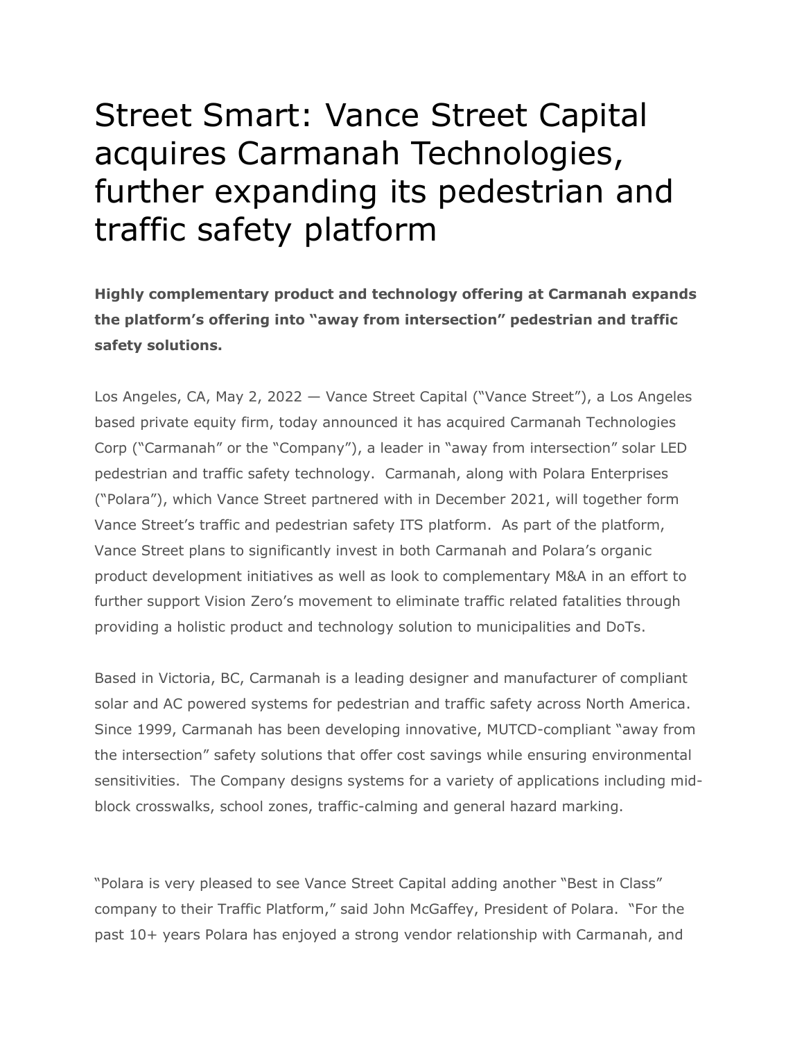# Street Smart: Vance Street Capital acquires Carmanah Technologies, further expanding its pedestrian and traffic safety platform

**Highly complementary product and technology offering at Carmanah expands the platform's offering into "away from intersection" pedestrian and traffic safety solutions.**

Los Angeles, CA, May 2, 2022 — Vance Street Capital ("Vance Street"), a Los Angeles based private equity firm, today announced it has acquired Carmanah Technologies Corp ("Carmanah" or the "Company"), a leader in "away from intersection" solar LED pedestrian and traffic safety technology. Carmanah, along with Polara Enterprises ("Polara"), which Vance Street partnered with in December 2021, will together form Vance Street's traffic and pedestrian safety ITS platform. As part of the platform, Vance Street plans to significantly invest in both Carmanah and Polara's organic product development initiatives as well as look to complementary M&A in an effort to further support Vision Zero's movement to eliminate traffic related fatalities through providing a holistic product and technology solution to municipalities and DoTs.

Based in Victoria, BC, Carmanah is a leading designer and manufacturer of compliant solar and AC powered systems for pedestrian and traffic safety across North America. Since 1999, Carmanah has been developing innovative, MUTCD-compliant "away from the intersection" safety solutions that offer cost savings while ensuring environmental sensitivities. The Company designs systems for a variety of applications including mid-block crosswalks, school zones, traffic-calming and general hazard marking.

"Polara is very pleased to see Vance Street Capital adding another "Best in Class" company to their Traffic Platform," said John McGaffey, President of Polara. "For the past 10+ years Polara has enjoyed a strong vendor relationship with Carmanah, and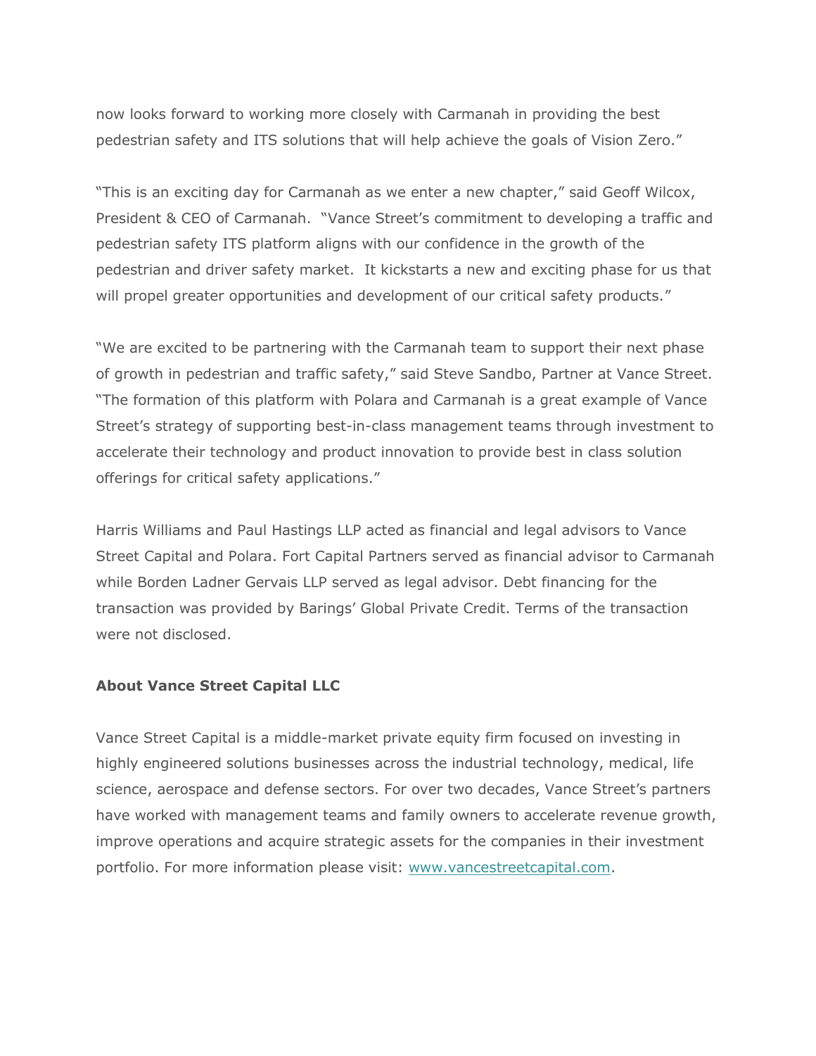now looks forward to working more closely with Carmanah in providing the best pedestrian safety and ITS solutions that will help achieve the goals of Vision Zero."

"This is an exciting day for Carmanah as we enter a new chapter," said Geoff Wilcox, President & CEO of Carmanah. "Vance Street's commitment to developing a traffic and pedestrian safety ITS platform aligns with our confidence in the growth of the pedestrian and driver safety market. It kickstarts a new and exciting phase for us that will propel greater opportunities and development of our critical safety products."

"We are excited to be partnering with the Carmanah team to support their next phase of growth in pedestrian and traffic safety," said Steve Sandbo, Partner at Vance Street. "The formation of this platform with Polara and Carmanah is a great example of Vance Street's strategy of supporting best-in-class management teams through investment to accelerate their technology and product innovation to provide best in class solution offerings for critical safety applications."

Harris Williams and Paul Hastings LLP acted as financial and legal advisors to Vance Street Capital and Polara. Fort Capital Partners served as financial advisor to Carmanah while Borden Ladner Gervais LLP served as legal advisor. Debt financing for the transaction was provided by Barings' Global Private Credit. Terms of the transaction were not disclosed.

**About Vance Street Capital LLC**

Vance Street Capital is a middle-market private equity firm focused on investing in highly engineered solutions businesses across the industrial technology, medical, life science, aerospace and defense sectors. For over two decades, Vance Street's partners have worked with management teams and family owners to accelerate revenue growth, improve operations and acquire strategic assets for the companies in their investment portfolio. For more information please visit: www.vancestreetcapital.com.